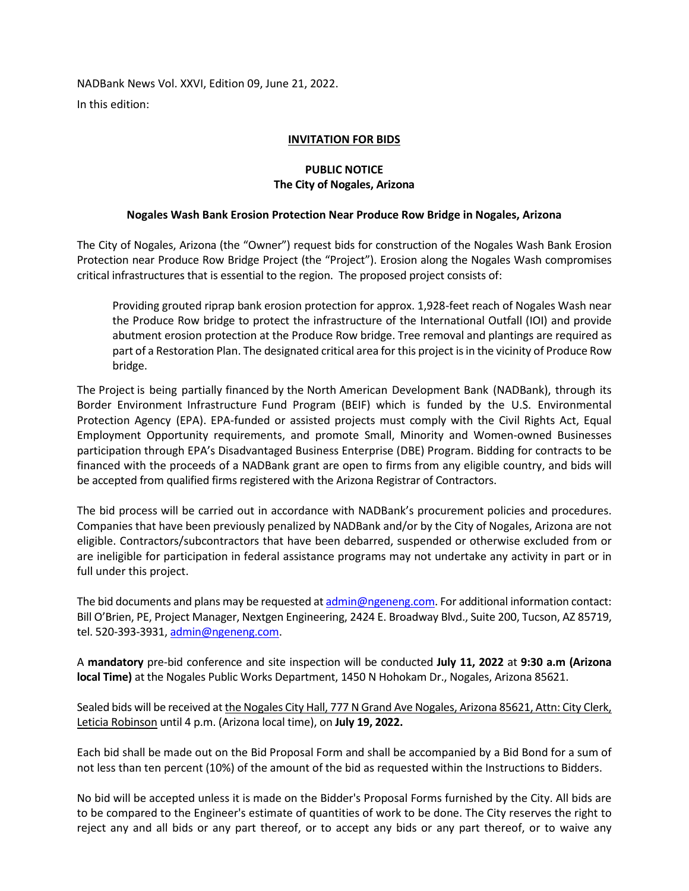NADBank News Vol. XXVI, Edition 09, June 21, 2022.

In this edition:

**INVITATION FOR BIDS**

**PUBLIC NOTICE**
**The City of Nogales, Arizona**

**Nogales Wash Bank Erosion Protection Near Produce Row Bridge in Nogales, Arizona**

The City of Nogales, Arizona (the "Owner") request bids for construction of the Nogales Wash Bank Erosion Protection near Produce Row Bridge Project (the "Project"). Erosion along the Nogales Wash compromises critical infrastructures that is essential to the region. The proposed project consists of:

> Providing grouted riprap bank erosion protection for approx. 1,928-feet reach of Nogales Wash near the Produce Row bridge to protect the infrastructure of the International Outfall (IOI) and provide abutment erosion protection at the Produce Row bridge. Tree removal and plantings are required as part of a Restoration Plan. The designated critical area for this project is in the vicinity of Produce Row bridge.

The Project is being partially financed by the North American Development Bank (NADBank), through its Border Environment Infrastructure Fund Program (BEIF) which is funded by the U.S. Environmental Protection Agency (EPA). EPA-funded or assisted projects must comply with the Civil Rights Act, Equal Employment Opportunity requirements, and promote Small, Minority and Women-owned Businesses participation through EPA's Disadvantaged Business Enterprise (DBE) Program. Bidding for contracts to be financed with the proceeds of a NADBank grant are open to firms from any eligible country, and bids will be accepted from qualified firms registered with the Arizona Registrar of Contractors.

The bid process will be carried out in accordance with NADBank's procurement policies and procedures. Companies that have been previously penalized by NADBank and/or by the City of Nogales, Arizona are not eligible. Contractors/subcontractors that have been debarred, suspended or otherwise excluded from or are ineligible for participation in federal assistance programs may not undertake any activity in part or in full under this project.

The bid documents and plans may be requested at admin@ngeneng.com. For additional information contact: Bill O'Brien, PE, Project Manager, Nextgen Engineering, 2424 E. Broadway Blvd., Suite 200, Tucson, AZ 85719, tel. 520-393-3931, admin@ngeneng.com.

A **mandatory** pre-bid conference and site inspection will be conducted **July 11, 2022** at **9:30 a.m (Arizona local Time)** at the Nogales Public Works Department, 1450 N Hohokam Dr., Nogales, Arizona 85621.

Sealed bids will be received at the Nogales City Hall, 777 N Grand Ave Nogales, Arizona 85621, Attn: City Clerk, Leticia Robinson until 4 p.m. (Arizona local time), on **July 19, 2022.**

Each bid shall be made out on the Bid Proposal Form and shall be accompanied by a Bid Bond for a sum of not less than ten percent (10%) of the amount of the bid as requested within the Instructions to Bidders.

No bid will be accepted unless it is made on the Bidder's Proposal Forms furnished by the City. All bids are to be compared to the Engineer's estimate of quantities of work to be done. The City reserves the right to reject any and all bids or any part thereof, or to accept any bids or any part thereof, or to waive any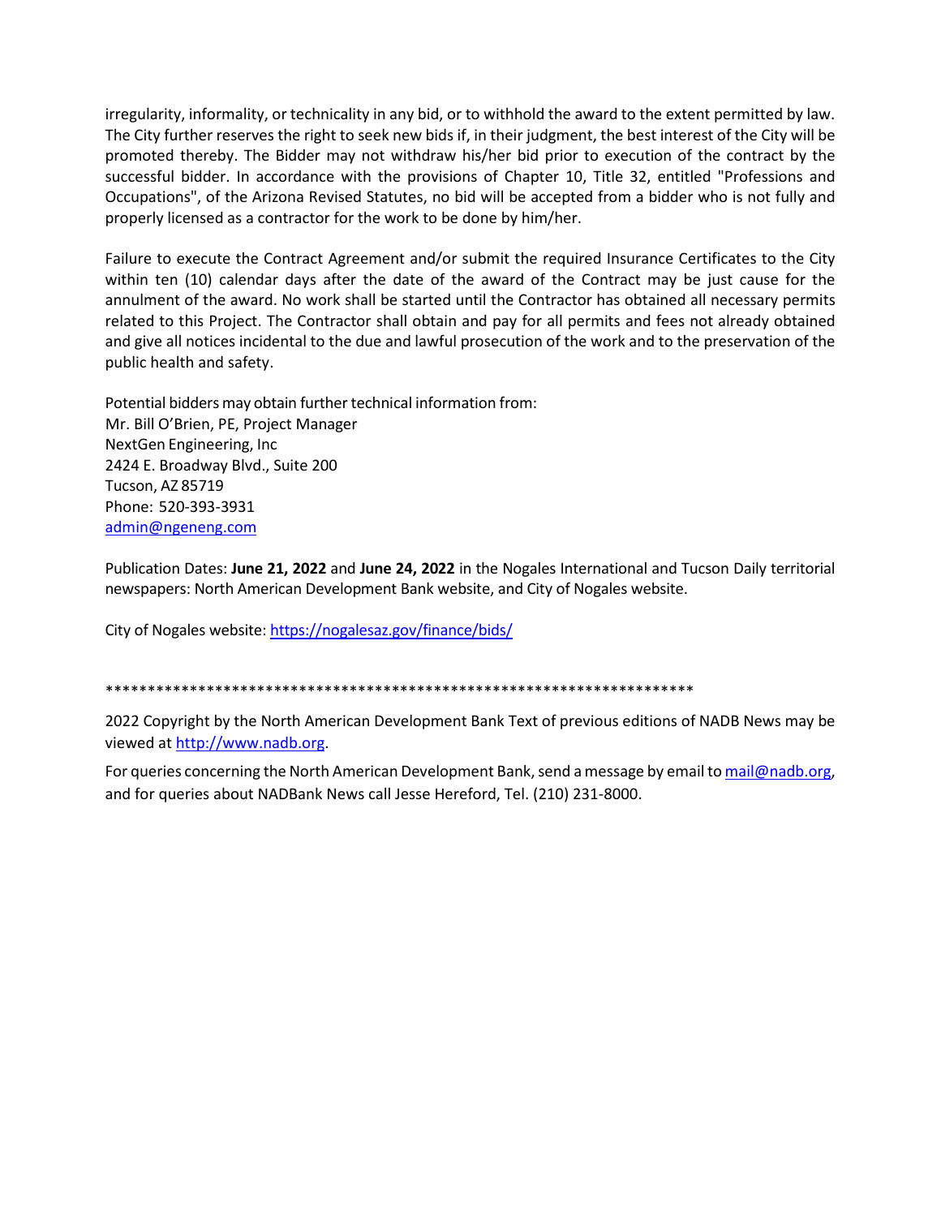irregularity, informality, or technicality in any bid, or to withhold the award to the extent permitted by law. The City further reserves the right to seek new bids if, in their judgment, the best interest of the City will be promoted thereby. The Bidder may not withdraw his/her bid prior to execution of the contract by the successful bidder. In accordance with the provisions of Chapter 10, Title 32, entitled "Professions and Occupations", of the Arizona Revised Statutes, no bid will be accepted from a bidder who is not fully and properly licensed as a contractor for the work to be done by him/her.

Failure to execute the Contract Agreement and/or submit the required Insurance Certificates to the City within ten (10) calendar days after the date of the award of the Contract may be just cause for the annulment of the award. No work shall be started until the Contractor has obtained all necessary permits related to this Project. The Contractor shall obtain and pay for all permits and fees not already obtained and give all notices incidental to the due and lawful prosecution of the work and to the preservation of the public health and safety.

Potential bidders may obtain further technical information from:
Mr. Bill O'Brien, PE, Project Manager
NextGen Engineering, Inc
2424 E. Broadway Blvd., Suite 200
Tucson, AZ 85719
Phone: 520-393-3931
admin@ngeneng.com

Publication Dates: **June 21, 2022** and **June 24, 2022** in the Nogales International and Tucson Daily territorial newspapers: North American Development Bank website, and City of Nogales website.

City of Nogales website: https://nogalesaz.gov/finance/bids/

************************************************************************

2022 Copyright by the North American Development Bank Text of previous editions of NADB News may be viewed at http://www.nadb.org.

For queries concerning the North American Development Bank, send a message by email to mail@nadb.org, and for queries about NADBank News call Jesse Hereford, Tel. (210) 231-8000.